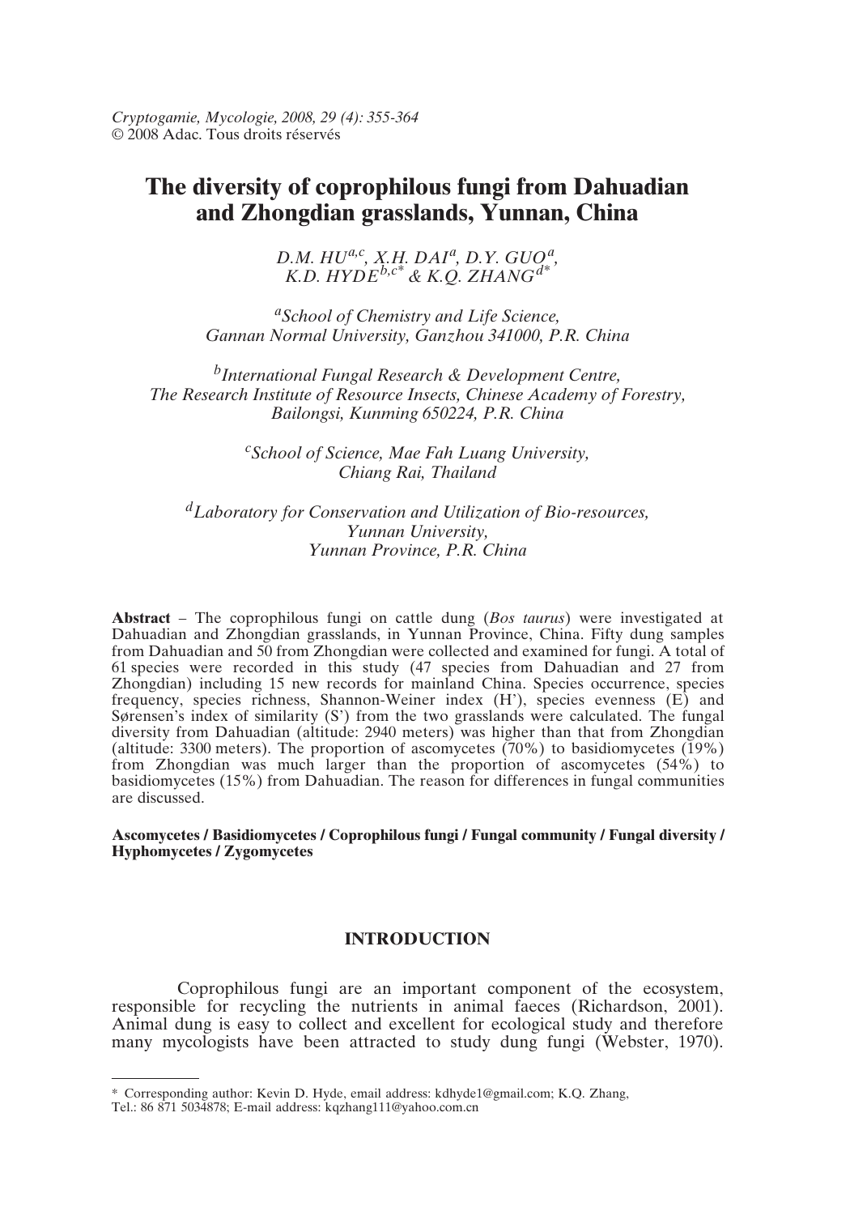# The diversity of coprophilous fungi from Dahuadian and Zhongdian grasslands, Yunnan, China

*D.M. HU*[a,c], *X.H. DAI*[a], *D.Y. GUO*[a], *K.D. HYDE*[b,c*] & *K.Q. ZHANG*[d*]

[a] *School of Chemistry and Life Science, Gannan Normal University, Ganzhou 341000, P.R. China*

[b] *International Fungal Research & Development Centre, The Research Institute of Resource Insects, Chinese Academy of Forestry, Bailongsi, Kunming 650224, P.R. China*

[c] *School of Science, Mae Fah Luang University, Chiang Rai, Thailand*

[d] *Laboratory for Conservation and Utilization of Bio-resources, Yunnan University, Yunnan Province, P.R. China*

**Abstract** – The coprophilous fungi on cattle dung (*Bos taurus*) were investigated at Dahuadian and Zhongdian grasslands, in Yunnan Province, China. Fifty dung samples from Dahuadian and 50 from Zhongdian were collected and examined for fungi. A total of 61 species were recorded in this study (47 species from Dahuadian and 27 from Zhongdian) including 15 new records for mainland China. Species occurrence, species frequency, species richness, Shannon-Weiner index (H'), species evenness (E) and Sørensen's index of similarity (S') from the two grasslands were calculated. The fungal diversity from Dahuadian (altitude: 2940 meters) was higher than that from Zhongdian (altitude: 3300 meters). The proportion of ascomycetes (70%) to basidiomycetes (19%) from Zhongdian was much larger than the proportion of ascomycetes (54%) to basidiomycetes (15%) from Dahuadian. The reason for differences in fungal communities are discussed.

**Ascomycetes / Basidiomycetes / Coprophilous fungi / Fungal community / Fungal diversity / Hyphomycetes / Zygomycetes**

## INTRODUCTION

Coprophilous fungi are an important component of the ecosystem, responsible for recycling the nutrients in animal faeces (Richardson, 2001). Animal dung is easy to collect and excellent for ecological study and therefore many mycologists have been attracted to study dung fungi (Webster, 1970).

---

\* Corresponding author: Kevin D. Hyde, email address: kdhyde1@gmail.com; K.Q. Zhang, Tel.: 86 871 5034878; E-mail address: kqzhang111@yahoo.com.cn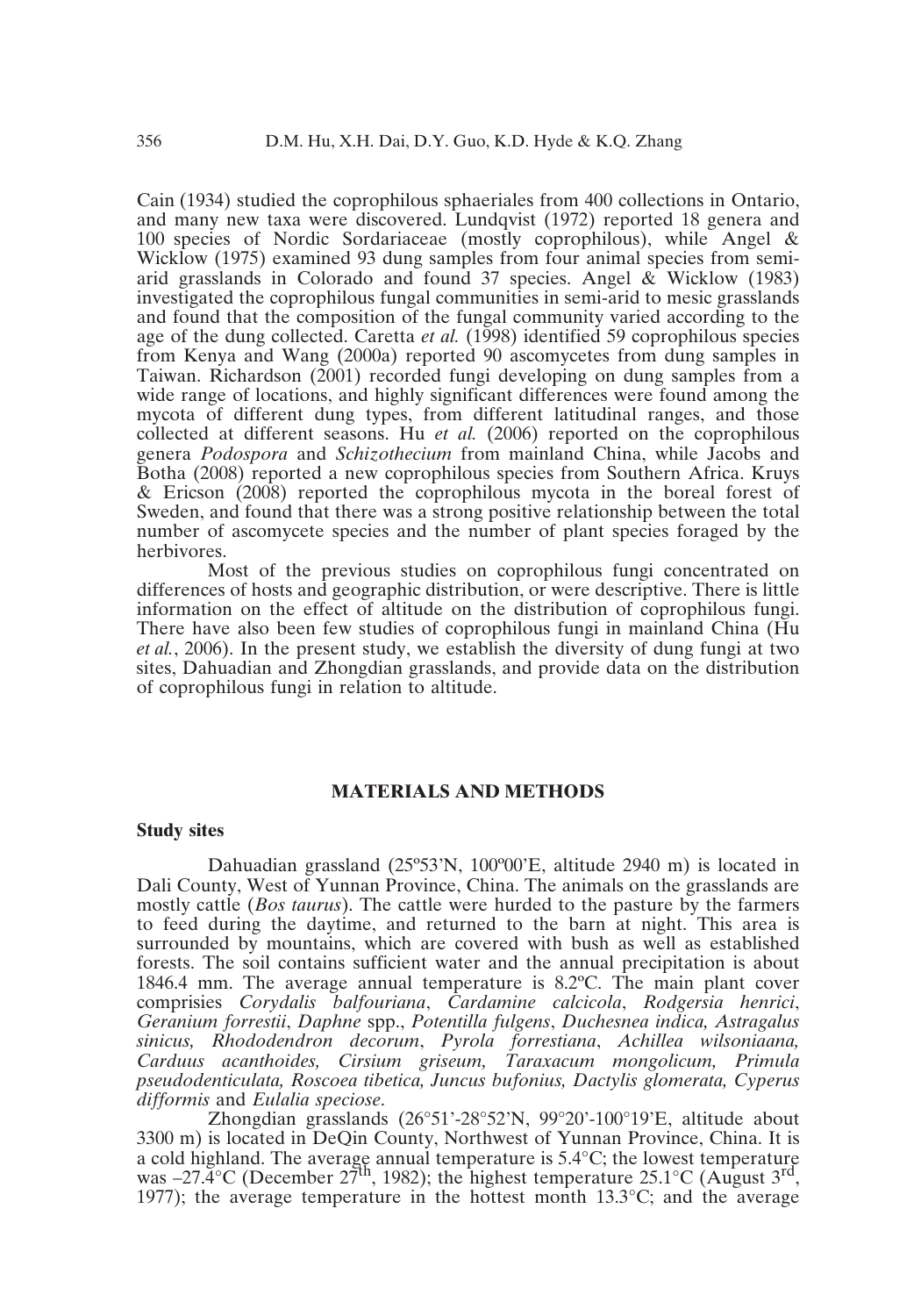Cain (1934) studied the coprophilous sphaeriales from 400 collections in Ontario, and many new taxa were discovered. Lundqvist (1972) reported 18 genera and 100 species of Nordic Sordariaceae (mostly coprophilous), while Angel & Wicklow (1975) examined 93 dung samples from four animal species from semi-arid grasslands in Colorado and found 37 species. Angel & Wicklow (1983) investigated the coprophilous fungal communities in semi-arid to mesic grasslands and found that the composition of the fungal community varied according to the age of the dung collected. Caretta *et al.* (1998) identified 59 coprophilous species from Kenya and Wang (2000a) reported 90 ascomycetes from dung samples in Taiwan. Richardson (2001) recorded fungi developing on dung samples from a wide range of locations, and highly significant differences were found among the mycota of different dung types, from different latitudinal ranges, and those collected at different seasons. Hu *et al.* (2006) reported on the coprophilous genera *Podospora* and *Schizothecium* from mainland China, while Jacobs and Botha (2008) reported a new coprophilous species from Southern Africa. Kruys & Ericson (2008) reported the coprophilous mycota in the boreal forest of Sweden, and found that there was a strong positive relationship between the total number of ascomycete species and the number of plant species foraged by the herbivores.

Most of the previous studies on coprophilous fungi concentrated on differences of hosts and geographic distribution, or were descriptive. There is little information on the effect of altitude on the distribution of coprophilous fungi. There have also been few studies of coprophilous fungi in mainland China (Hu *et al.*, 2006). In the present study, we establish the diversity of dung fungi at two sites, Dahuadian and Zhongdian grasslands, and provide data on the distribution of coprophilous fungi in relation to altitude.

## MATERIALS AND METHODS

### Study sites

Dahuadian grassland (25º53'N, 100º00'E, altitude 2940 m) is located in Dali County, West of Yunnan Province, China. The animals on the grasslands are mostly cattle (*Bos taurus*). The cattle were hurded to the pasture by the farmers to feed during the daytime, and returned to the barn at night. This area is surrounded by mountains, which are covered with bush as well as established forests. The soil contains sufficient water and the annual precipitation is about 1846.4 mm. The average annual temperature is 8.2ºC. The main plant cover comprisies *Corydalis balfouriana*, *Cardamine calcicola*, *Rodgersia henrici*, *Geranium forrestii*, *Daphne* spp., *Potentilla fulgens*, *Duchesnea indica, Astragalus sinicus, Rhododendron decorum*, *Pyrola forrestiana*, *Achillea wilsoniaana, Carduus acanthoides, Cirsium griseum, Taraxacum mongolicum, Primula pseudodenticulata, Roscoea tibetica, Juncus bufonius, Dactylis glomerata, Cyperus difformis* and *Eulalia speciose*.

Zhongdian grasslands (26°51'-28°52'N, 99°20'-100°19'E, altitude about 3300 m) is located in DeQin County, Northwest of Yunnan Province, China. It is a cold highland. The average annual temperature is 5.4°C; the lowest temperature was –27.4°C (December 27th, 1982); the highest temperature 25.1°C (August 3rd, 1977); the average temperature in the hottest month 13.3°C; and the average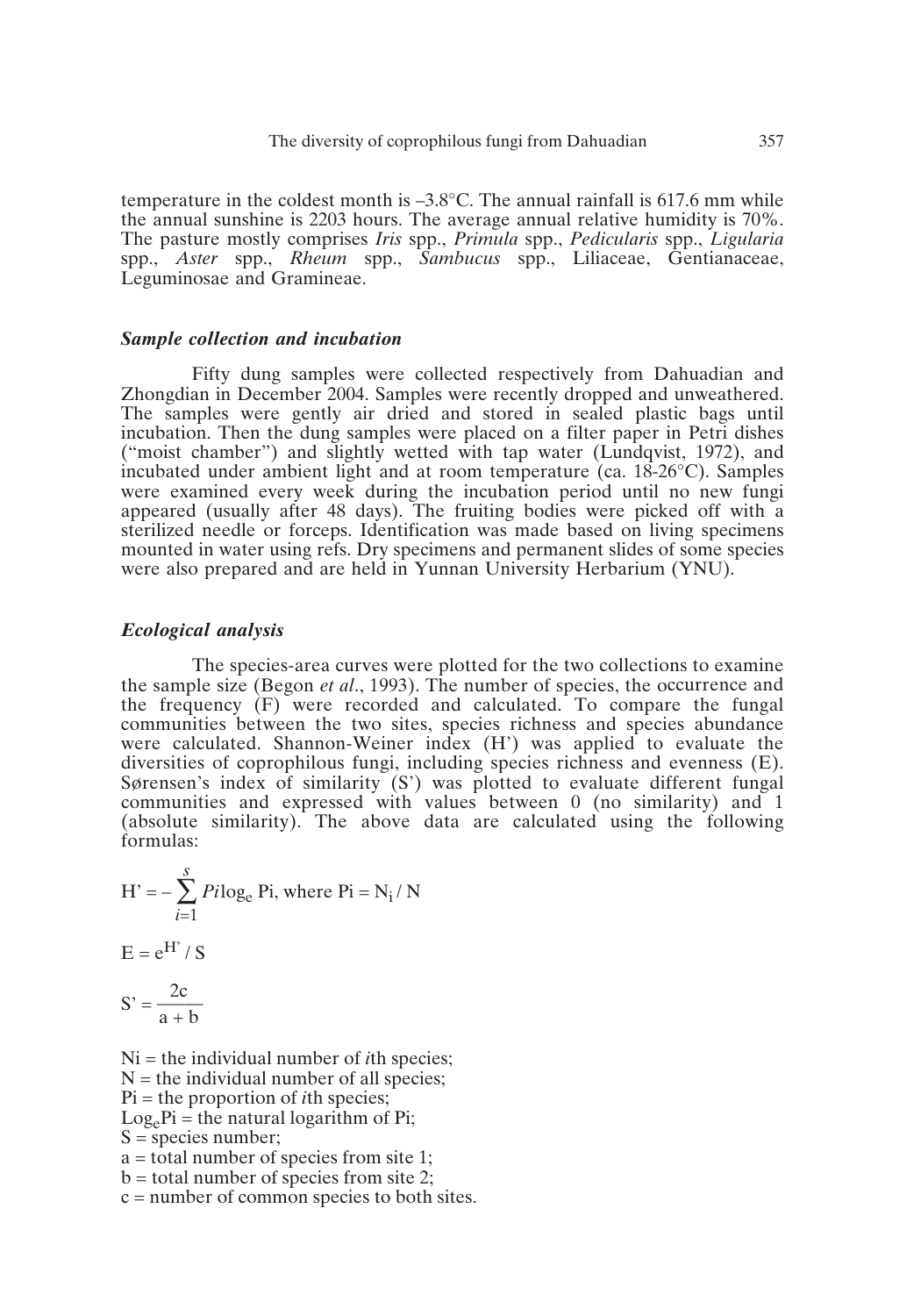temperature in the coldest month is –3.8°C. The annual rainfall is 617.6 mm while the annual sunshine is 2203 hours. The average annual relative humidity is 70%. The pasture mostly comprises *Iris* spp., *Primula* spp., *Pedicularis* spp., *Ligularia* spp., *Aster* spp., *Rheum* spp., *Sambucus* spp., Liliaceae, Gentianaceae, Leguminosae and Gramineae.

### *Sample collection and incubation*

Fifty dung samples were collected respectively from Dahuadian and Zhongdian in December 2004. Samples were recently dropped and unweathered. The samples were gently air dried and stored in sealed plastic bags until incubation. Then the dung samples were placed on a filter paper in Petri dishes ("moist chamber") and slightly wetted with tap water (Lundqvist, 1972), and incubated under ambient light and at room temperature (ca. 18-26°C). Samples were examined every week during the incubation period until no new fungi appeared (usually after 48 days). The fruiting bodies were picked off with a sterilized needle or forceps. Identification was made based on living specimens mounted in water using refs. Dry specimens and permanent slides of some species were also prepared and are held in Yunnan University Herbarium (YNU).

### *Ecological analysis*

The species-area curves were plotted for the two collections to examine the sample size (Begon *et al*., 1993). The number of species, the occurrence and the frequency (F) were recorded and calculated. To compare the fungal communities between the two sites, species richness and species abundance were calculated. Shannon-Weiner index (H') was applied to evaluate the diversities of coprophilous fungi, including species richness and evenness (E). Sørensen's index of similarity (S') was plotted to evaluate different fungal communities and expressed with values between 0 (no similarity) and 1 (absolute similarity). The above data are calculated using the following formulas:

$$H' = -\sum_{i=1}^{s} Pi \log_e Pi, \text{ where } Pi = N_i / N$$

$$E = e^{H'} / S$$

$$S' = \frac{2c}{a + b}$$

Ni = the individual number of *i*th species;
N = the individual number of all species;
Pi = the proportion of *i*th species;
$\text{Log}_e$Pi = the natural logarithm of Pi;
S = species number;
a = total number of species from site 1;
b = total number of species from site 2;
c = number of common species to both sites.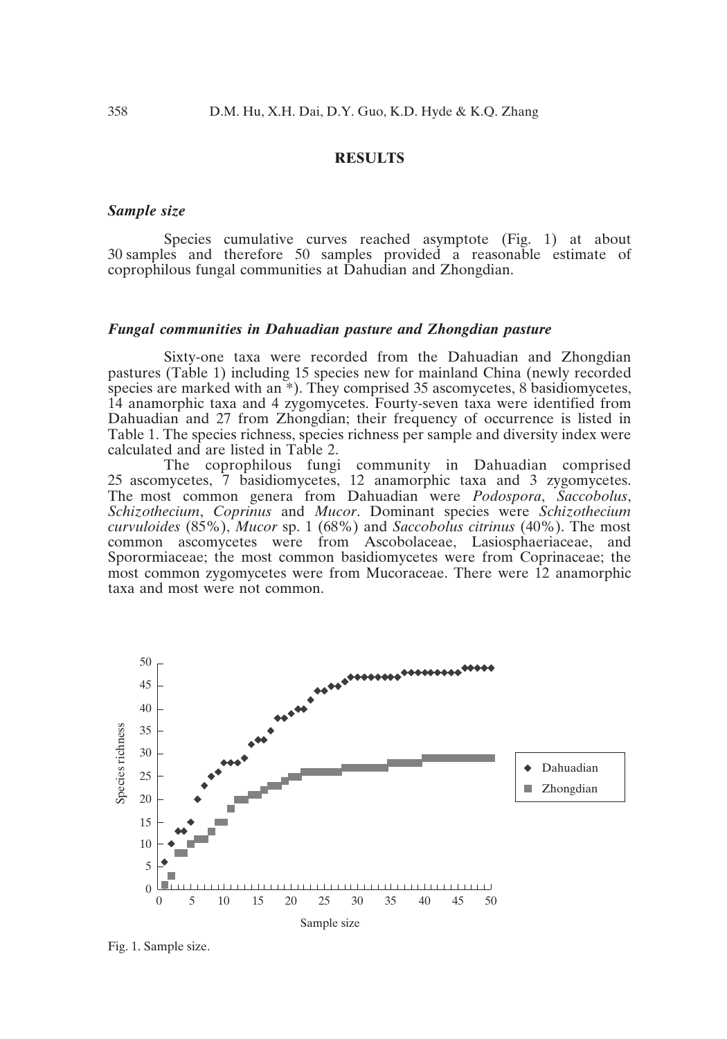## RESULTS

### *Sample size*

Species cumulative curves reached asymptote (Fig. 1) at about 30 samples and therefore 50 samples provided a reasonable estimate of coprophilous fungal communities at Dahudian and Zhongdian.

### *Fungal communities in Dahuadian pasture and Zhongdian pasture*

Sixty-one taxa were recorded from the Dahuadian and Zhongdian pastures (Table 1) including 15 species new for mainland China (newly recorded species are marked with an *). They comprised 35 ascomycetes, 8 basidiomycetes, 14 anamorphic taxa and 4 zygomycetes. Fourty-seven taxa were identified from Dahuadian and 27 from Zhongdian; their frequency of occurrence is listed in Table 1. The species richness, species richness per sample and diversity index were calculated and are listed in Table 2.

The coprophilous fungi community in Dahuadian comprised 25 ascomycetes, 7 basidiomycetes, 12 anamorphic taxa and 3 zygomycetes. The most common genera from Dahuadian were *Podospora*, *Saccobolus*, *Schizothecium*, *Coprinus* and *Mucor*. Dominant species were *Schizothecium curvuloides* (85%), *Mucor* sp. 1 (68%) and *Saccobolus citrinus* (40%). The most common ascomycetes were from Ascobolaceae, Lasiosphaeriaceae, and Sporormiaceae; the most common basidiomycetes were from Coprinaceae; the most common zygomycetes were from Mucoraceae. There were 12 anamorphic taxa and most were not common.

Fig. 1. Sample size.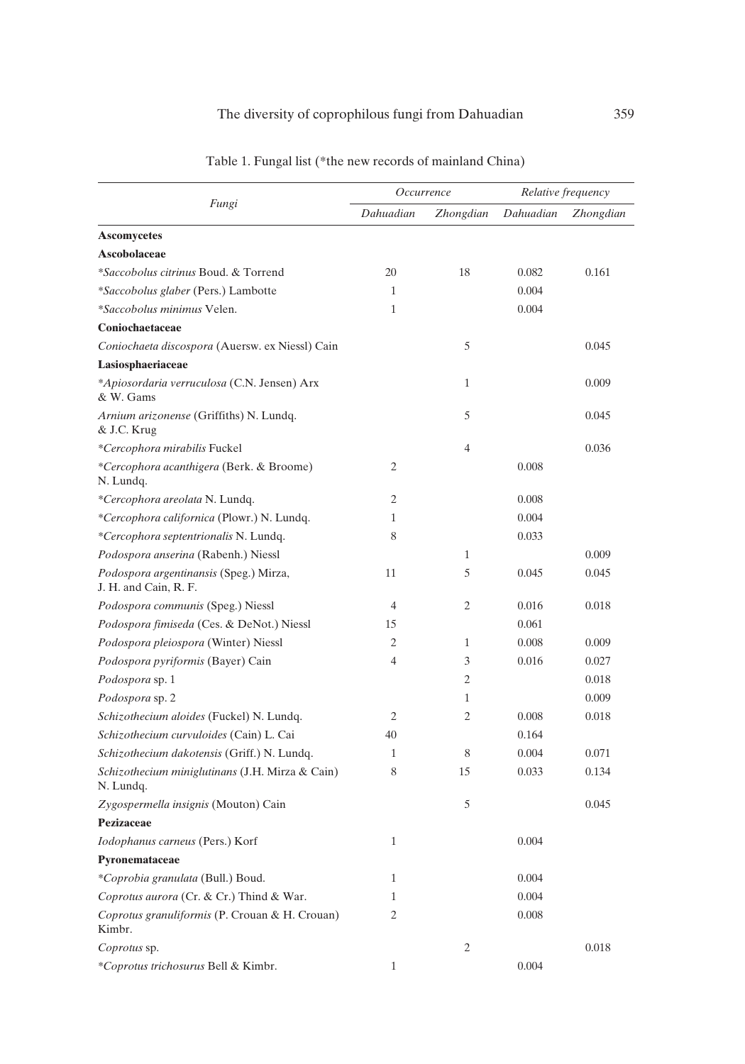Table 1. Fungal list (*the new records of mainland China)

| Fungi | Occurrence | | Relative frequency | |
|---|---|---|---|---|
| | *Dahuadian* | *Zhongdian* | *Dahuadian* | *Zhongdian* |
| **Ascomycetes** | | | | |
| **Ascobolaceae** | | | | |
| **Saccobolus citrinus* Boud. & Torrend | 20 | 18 | 0.082 | 0.161 |
| **Saccobolus glaber* (Pers.) Lambotte | 1 | | 0.004 | |
| **Saccobolus minimus* Velen. | 1 | | 0.004 | |
| **Coniochaetaceae** | | | | |
| *Coniochaeta discospora* (Auersw. ex Niessl) Cain | | 5 | | 0.045 |
| **Lasiosphaeriaceae** | | | | |
| **Apiosordaria verruculosa* (C.N. Jensen) Arx & W. Gams | | 1 | | 0.009 |
| *Arnium arizonense* (Griffiths) N. Lundq. & J.C. Krug | | 5 | | 0.045 |
| **Cercophora mirabilis* Fuckel | | 4 | | 0.036 |
| **Cercophora acanthigera* (Berk. & Broome) N. Lundq. | 2 | | 0.008 | |
| **Cercophora areolata* N. Lundq. | 2 | | 0.008 | |
| **Cercophora californica* (Plowr.) N. Lundq. | 1 | | 0.004 | |
| **Cercophora septentrionalis* N. Lundq. | 8 | | 0.033 | |
| *Podospora anserina* (Rabenh.) Niessl | | 1 | | 0.009 |
| *Podospora argentinansis* (Speg.) Mirza, J. H. and Cain, R. F. | 11 | 5 | 0.045 | 0.045 |
| *Podospora communis* (Speg.) Niessl | 4 | 2 | 0.016 | 0.018 |
| *Podospora fimiseda* (Ces. & DeNot.) Niessl | 15 | | 0.061 | |
| *Podospora pleiospora* (Winter) Niessl | 2 | 1 | 0.008 | 0.009 |
| *Podospora pyriformis* (Bayer) Cain | 4 | 3 | 0.016 | 0.027 |
| *Podospora* sp. 1 | | 2 | | 0.018 |
| *Podospora* sp. 2 | | 1 | | 0.009 |
| *Schizothecium aloides* (Fuckel) N. Lundq. | 2 | 2 | 0.008 | 0.018 |
| *Schizothecium curvuloides* (Cain) L. Cai | 40 | | 0.164 | |
| *Schizothecium dakotensis* (Griff.) N. Lundq. | 1 | 8 | 0.004 | 0.071 |
| *Schizothecium miniglutinans* (J.H. Mirza & Cain) N. Lundq. | 8 | 15 | 0.033 | 0.134 |
| *Zygospermella insignis* (Mouton) Cain | | 5 | | 0.045 |
| **Pezizaceae** | | | | |
| *Iodophanus carneus* (Pers.) Korf | 1 | | 0.004 | |
| **Pyronemataceae** | | | | |
| **Coprobia granulata* (Bull.) Boud. | 1 | | 0.004 | |
| *Coprotus aurora* (Cr. & Cr.) Thind & War. | 1 | | 0.004 | |
| *Coprotus granuliformis* (P. Crouan & H. Crouan) Kimbr. | 2 | | 0.008 | |
| *Coprotus* sp. | | 2 | | 0.018 |
| **Coprotus trichosurus* Bell & Kimbr. | 1 | | 0.004 | |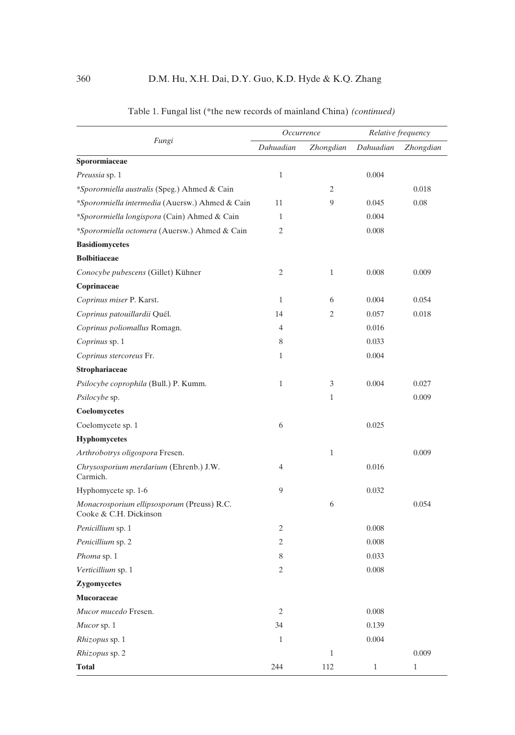Table 1. Fungal list (*the new records of mainland China) *(continued)*

| Fungi | Occurrence | | Relative frequency | |
|---|---|---|---|---|
| | Dahuadian | Zhongdian | Dahuadian | Zhongdian |
| **Sporormiaceae** | | | | |
| *Preussia* sp. 1 | 1 | | 0.004 | |
| **Sporormiella australis* (Speg.) Ahmed & Cain | | 2 | | 0.018 |
| **Sporormiella intermedia* (Auersw.) Ahmed & Cain | 11 | 9 | 0.045 | 0.08 |
| **Sporormiella longispora* (Cain) Ahmed & Cain | 1 | | 0.004 | |
| **Sporormiella octomera* (Auersw.) Ahmed & Cain | 2 | | 0.008 | |
| **Basidiomycetes** | | | | |
| **Bolbitiaceae** | | | | |
| *Conocybe pubescens* (Gillet) Kühner | 2 | 1 | 0.008 | 0.009 |
| **Coprinaceae** | | | | |
| *Coprinus miser* P. Karst. | 1 | 6 | 0.004 | 0.054 |
| *Coprinus patouillardii* Quél. | 14 | 2 | 0.057 | 0.018 |
| *Coprinus poliomallus* Romagn. | 4 | | 0.016 | |
| *Coprinus* sp. 1 | 8 | | 0.033 | |
| *Coprinus stercoreus* Fr. | 1 | | 0.004 | |
| **Strophariaceae** | | | | |
| *Psilocybe coprophila* (Bull.) P. Kumm. | 1 | 3 | 0.004 | 0.027 |
| *Psilocybe* sp. | | 1 | | 0.009 |
| **Coelomycetes** | | | | |
| Coelomycete sp. 1 | 6 | | 0.025 | |
| **Hyphomycetes** | | | | |
| *Arthrobotrys oligospora* Fresen. | | 1 | | 0.009 |
| *Chrysosporium merdarium* (Ehrenb.) J.W. Carmich. | 4 | | 0.016 | |
| Hyphomycete sp. 1-6 | 9 | | 0.032 | |
| *Monacrosporium ellipsosporum* (Preuss) R.C. Cooke & C.H. Dickinson | | 6 | | 0.054 |
| *Penicillium* sp. 1 | 2 | | 0.008 | |
| *Penicillium* sp. 2 | 2 | | 0.008 | |
| *Phoma* sp. 1 | 8 | | 0.033 | |
| *Verticillium* sp. 1 | 2 | | 0.008 | |
| **Zygomycetes** | | | | |
| **Mucoraceae** | | | | |
| *Mucor mucedo* Fresen. | 2 | | 0.008 | |
| *Mucor* sp. 1 | 34 | | 0.139 | |
| *Rhizopus* sp. 1 | 1 | | 0.004 | |
| *Rhizopus* sp. 2 | | 1 | | 0.009 |
| **Total** | 244 | 112 | 1 | 1 |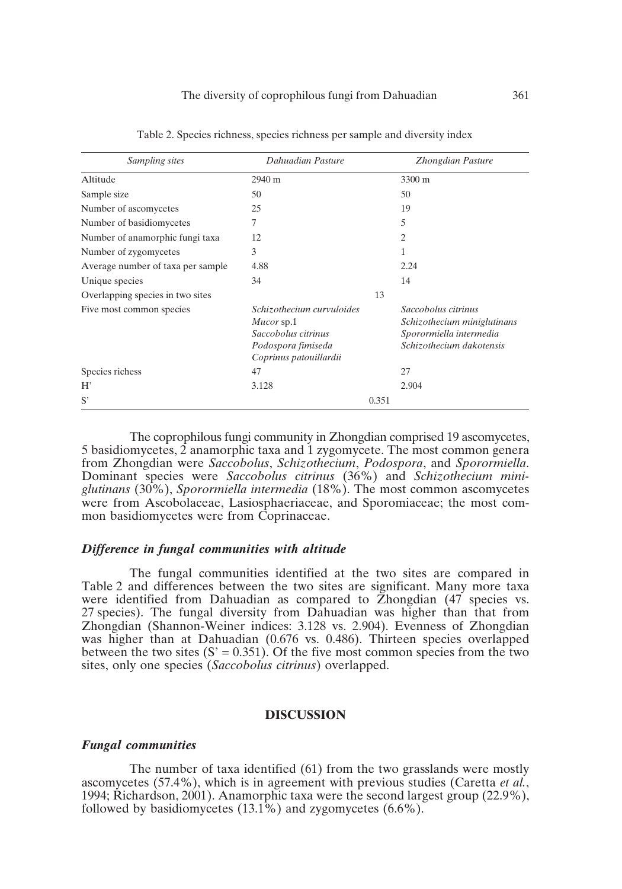Table 2. Species richness, species richness per sample and diversity index

| *Sampling sites* | *Dahuadian Pasture* | *Zhongdian Pasture* |
|---|---|---|
| Altitude | 2940 m | 3300 m |
| Sample size | 50 | 50 |
| Number of ascomycetes | 25 | 19 |
| Number of basidiomycetes | 7 | 5 |
| Number of anamorphic fungi taxa | 12 | 2 |
| Number of zygomycetes | 3 | 1 |
| Average number of taxa per sample | 4.88 | 2.24 |
| Unique species | 34 | 14 |
| Overlapping species in two sites | 13 | |
| Five most common species | *Schizothecium curvuloides*<br>*Mucor* sp.1<br>*Saccobolus citrinus*<br>*Podospora fimiseda*<br>*Coprinus patouillardii* | *Saccobolus citrinus*<br>*Schizothecium miniglutinans*<br>*Sporormiella intermedia*<br>*Schizothecium dakotensis* |
| Species richess | 47 | 27 |
| H' | 3.128 | 2.904 |
| S' | 0.351 | |

The coprophilous fungi community in Zhongdian comprised 19 ascomycetes, 5 basidiomycetes, 2 anamorphic taxa and 1 zygomycete. The most common genera from Zhongdian were *Saccobolus*, *Schizothecium*, *Podospora*, and *Sporormiella*. Dominant species were *Saccobolus citrinus* (36%) and *Schizothecium miniglutinans* (30%), *Sporormiella intermedia* (18%). The most common ascomycetes were from Ascobolaceae, Lasiosphaeriaceae, and Sporomiaceae; the most common basidiomycetes were from Coprinaceae.

### *Difference in fungal communities with altitude*

The fungal communities identified at the two sites are compared in Table 2 and differences between the two sites are significant. Many more taxa were identified from Dahuadian as compared to Zhongdian (47 species vs. 27 species). The fungal diversity from Dahuadian was higher than that from Zhongdian (Shannon-Weiner indices: 3.128 vs. 2.904). Evenness of Zhongdian was higher than at Dahuadian (0.676 vs. 0.486). Thirteen species overlapped between the two sites (S' = 0.351). Of the five most common species from the two sites, only one species (*Saccobolus citrinus*) overlapped.

## DISCUSSION

### *Fungal communities*

The number of taxa identified (61) from the two grasslands were mostly ascomycetes (57.4%), which is in agreement with previous studies (Caretta *et al.*, 1994; Richardson, 2001). Anamorphic taxa were the second largest group (22.9%), followed by basidiomycetes (13.1%) and zygomycetes (6.6%).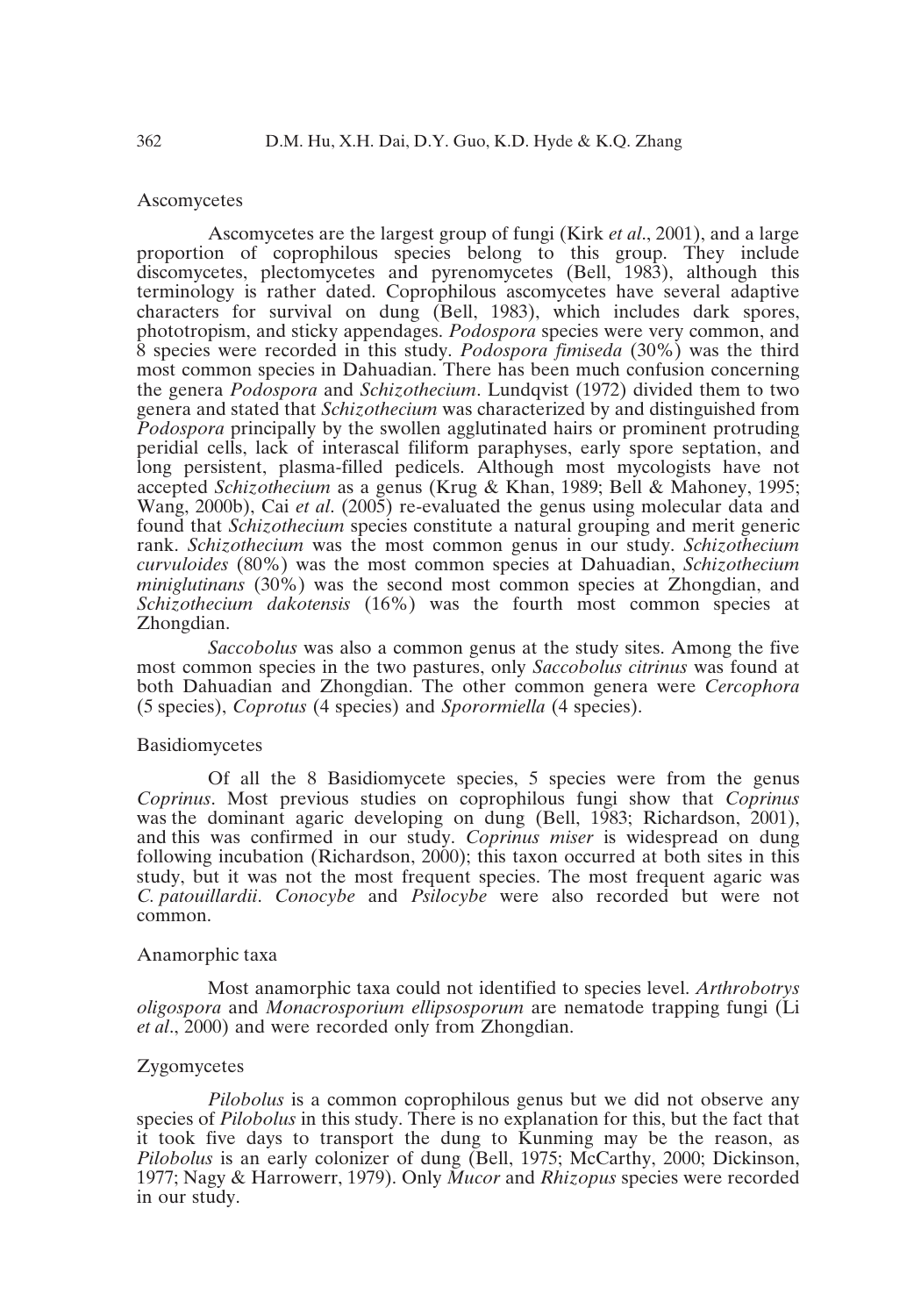### Ascomycetes

Ascomycetes are the largest group of fungi (Kirk *et al*., 2001), and a large proportion of coprophilous species belong to this group. They include discomycetes, plectomycetes and pyrenomycetes (Bell, 1983), although this terminology is rather dated. Coprophilous ascomycetes have several adaptive characters for survival on dung (Bell, 1983), which includes dark spores, phototropism, and sticky appendages. *Podospora* species were very common, and 8 species were recorded in this study. *Podospora fimiseda* (30%) was the third most common species in Dahuadian. There has been much confusion concerning the genera *Podospora* and *Schizothecium*. Lundqvist (1972) divided them to two genera and stated that *Schizothecium* was characterized by and distinguished from *Podospora* principally by the swollen agglutinated hairs or prominent protruding peridial cells, lack of interascal filiform paraphyses, early spore septation, and long persistent, plasma-filled pedicels. Although most mycologists have not accepted *Schizothecium* as a genus (Krug & Khan, 1989; Bell & Mahoney, 1995; Wang, 2000b), Cai *et al*. (2005) re-evaluated the genus using molecular data and found that *Schizothecium* species constitute a natural grouping and merit generic rank. *Schizothecium* was the most common genus in our study. *Schizothecium curvuloides* (80%) was the most common species at Dahuadian, *Schizothecium miniglutinans* (30%) was the second most common species at Zhongdian, and *Schizothecium dakotensis* (16%) was the fourth most common species at Zhongdian.

*Saccobolus* was also a common genus at the study sites. Among the five most common species in the two pastures, only *Saccobolus citrinus* was found at both Dahuadian and Zhongdian. The other common genera were *Cercophora* (5 species), *Coprotus* (4 species) and *Sporormiella* (4 species).

### Basidiomycetes

Of all the 8 Basidiomycete species, 5 species were from the genus *Coprinus*. Most previous studies on coprophilous fungi show that *Coprinus* was the dominant agaric developing on dung (Bell, 1983; Richardson, 2001), and this was confirmed in our study. *Coprinus miser* is widespread on dung following incubation (Richardson, 2000); this taxon occurred at both sites in this study, but it was not the most frequent species. The most frequent agaric was *C. patouillardii*. *Conocybe* and *Psilocybe* were also recorded but were not common.

### Anamorphic taxa

Most anamorphic taxa could not identified to species level. *Arthrobotrys oligospora* and *Monacrosporium ellipsosporum* are nematode trapping fungi (Li *et al*., 2000) and were recorded only from Zhongdian.

### Zygomycetes

*Pilobolus* is a common coprophilous genus but we did not observe any species of *Pilobolus* in this study. There is no explanation for this, but the fact that it took five days to transport the dung to Kunming may be the reason, as *Pilobolus* is an early colonizer of dung (Bell, 1975; McCarthy, 2000; Dickinson, 1977; Nagy & Harrowerr, 1979). Only *Mucor* and *Rhizopus* species were recorded in our study.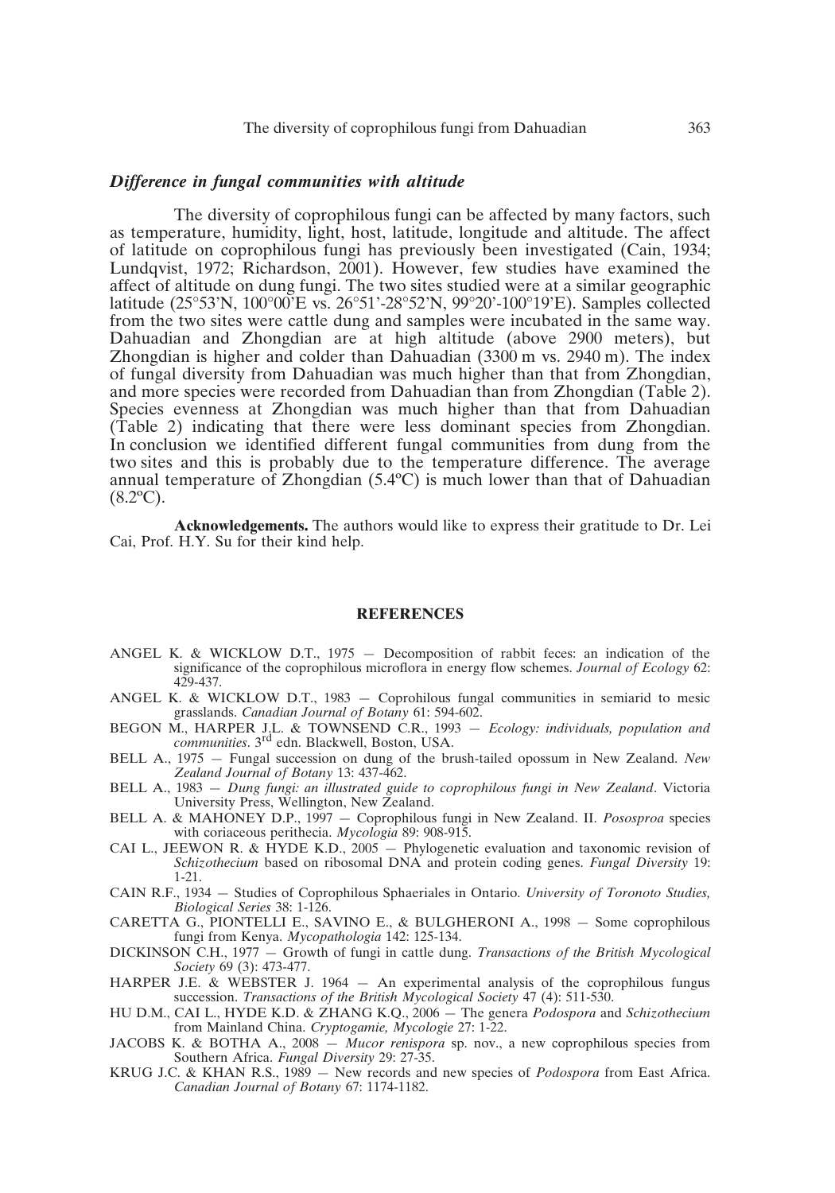### *Difference in fungal communities with altitude*

The diversity of coprophilous fungi can be affected by many factors, such as temperature, humidity, light, host, latitude, longitude and altitude. The affect of latitude on coprophilous fungi has previously been investigated (Cain, 1934; Lundqvist, 1972; Richardson, 2001). However, few studies have examined the affect of altitude on dung fungi. The two sites studied were at a similar geographic latitude (25°53'N, 100°00'E vs. 26°51'-28°52'N, 99°20'-100°19'E). Samples collected from the two sites were cattle dung and samples were incubated in the same way. Dahuadian and Zhongdian are at high altitude (above 2900 meters), but Zhongdian is higher and colder than Dahuadian (3300 m vs. 2940 m). The index of fungal diversity from Dahuadian was much higher than that from Zhongdian, and more species were recorded from Dahuadian than from Zhongdian (Table 2). Species evenness at Zhongdian was much higher than that from Dahuadian (Table 2) indicating that there were less dominant species from Zhongdian. In conclusion we identified different fungal communities from dung from the two sites and this is probably due to the temperature difference. The average annual temperature of Zhongdian (5.4ºC) is much lower than that of Dahuadian (8.2ºC).

**Acknowledgements.** The authors would like to express their gratitude to Dr. Lei Cai, Prof. H.Y. Su for their kind help.

## REFERENCES

ANGEL K. & WICKLOW D.T., 1975 — Decomposition of rabbit feces: an indication of the significance of the coprophilous microflora in energy flow schemes. *Journal of Ecology* 62: 429-437.

ANGEL K. & WICKLOW D.T., 1983 — Coprohilous fungal communities in semiarid to mesic grasslands. *Canadian Journal of Botany* 61: 594-602.

BEGON M., HARPER J.L. & TOWNSEND C.R., 1993 — *Ecology: individuals, population and communities*. 3rd edn. Blackwell, Boston, USA.

BELL A., 1975 — Fungal succession on dung of the brush-tailed opossum in New Zealand. *New Zealand Journal of Botany* 13: 437-462.

BELL A., 1983 — *Dung fungi: an illustrated guide to coprophilous fungi in New Zealand*. Victoria University Press, Wellington, New Zealand.

BELL A. & MAHONEY D.P., 1997 — Coprophilous fungi in New Zealand. II. *Pososproa* species with coriaceous perithecia. *Mycologia* 89: 908-915.

CAI L., JEEWON R. & HYDE K.D., 2005 — Phylogenetic evaluation and taxonomic revision of *Schizothecium* based on ribosomal DNA and protein coding genes. *Fungal Diversity* 19: 1-21.

CAIN R.F., 1934 — Studies of Coprophilous Sphaeriales in Ontario. *University of Toronoto Studies, Biological Series* 38: 1-126.

CARETTA G., PIONTELLI E., SAVINO E., & BULGHERONI A., 1998 — Some coprophilous fungi from Kenya. *Mycopathologia* 142: 125-134.

DICKINSON C.H., 1977 — Growth of fungi in cattle dung. *Transactions of the British Mycological Society* 69 (3): 473-477.

HARPER J.E. & WEBSTER J. 1964 — An experimental analysis of the coprophilous fungus succession. *Transactions of the British Mycological Society* 47 (4): 511-530.

HU D.M., CAI L., HYDE K.D. & ZHANG K.Q., 2006 — The genera *Podospora* and *Schizothecium* from Mainland China. *Cryptogamie, Mycologie* 27: 1-22.

JACOBS K. & BOTHA A., 2008 — *Mucor renispora* sp. nov., a new coprophilous species from Southern Africa. *Fungal Diversity* 29: 27-35.

KRUG J.C. & KHAN R.S., 1989 — New records and new species of *Podospora* from East Africa. *Canadian Journal of Botany* 67: 1174-1182.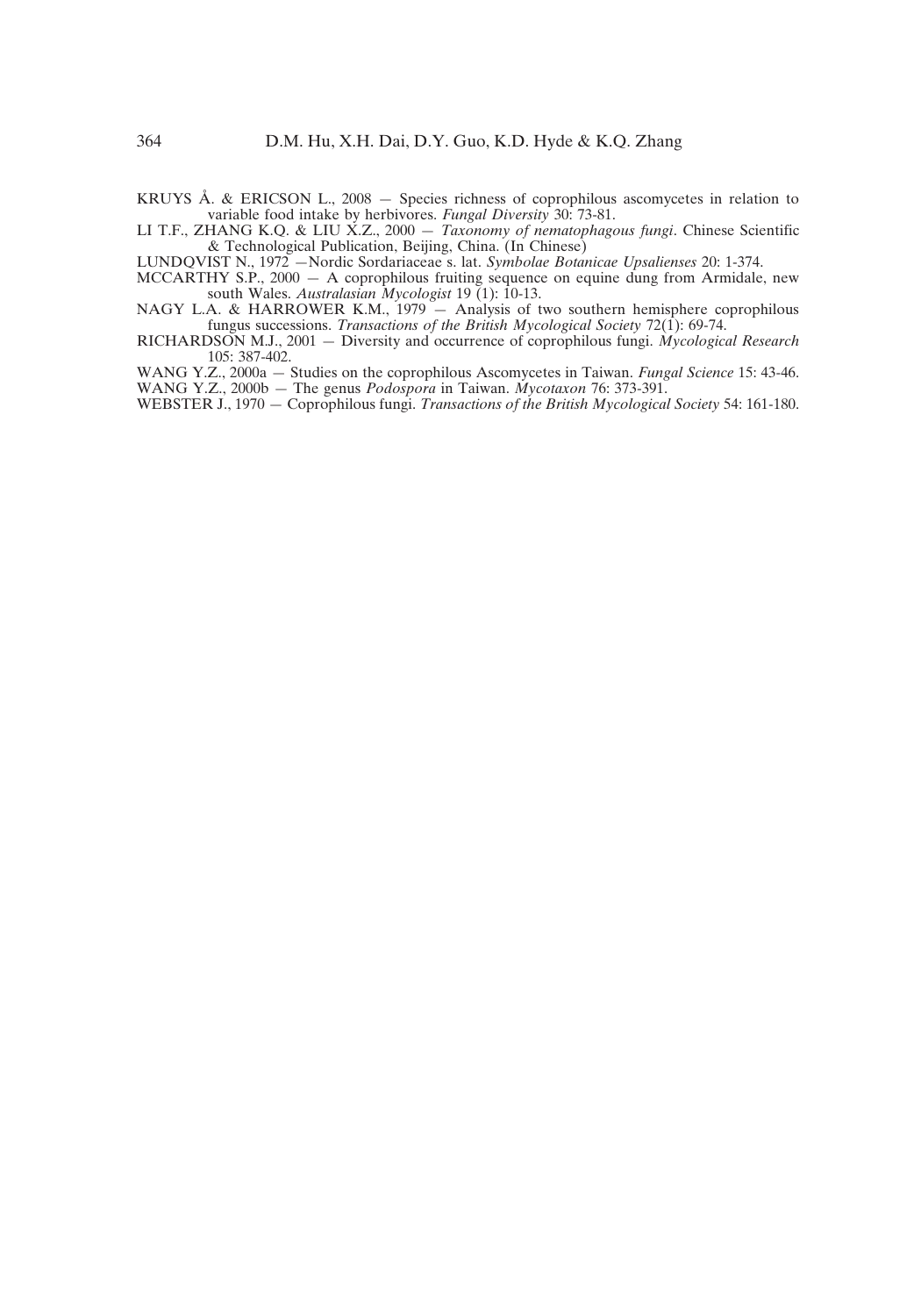KRUYS Å. & ERICSON L., 2008 — Species richness of coprophilous ascomycetes in relation to variable food intake by herbivores. *Fungal Diversity* 30: 73-81.

LI T.F., ZHANG K.Q. & LIU X.Z., 2000 — *Taxonomy of nematophagous fungi*. Chinese Scientific & Technological Publication, Beijing, China. (In Chinese)

LUNDQVIST N., 1972 —Nordic Sordariaceae s. lat. *Symbolae Botanicae Upsalienses* 20: 1-374.

MCCARTHY S.P., 2000 — A coprophilous fruiting sequence on equine dung from Armidale, new south Wales. *Australasian Mycologist* 19 (1): 10-13.

NAGY L.A. & HARROWER K.M., 1979 — Analysis of two southern hemisphere coprophilous fungus successions. *Transactions of the British Mycological Society* 72(1): 69-74.

RICHARDSON M.J., 2001 — Diversity and occurrence of coprophilous fungi. *Mycological Research* 105: 387-402.

WANG Y.Z., 2000a — Studies on the coprophilous Ascomycetes in Taiwan. *Fungal Science* 15: 43-46.

WANG Y.Z., 2000b — The genus *Podospora* in Taiwan. *Mycotaxon* 76: 373-391.

WEBSTER J., 1970 — Coprophilous fungi. *Transactions of the British Mycological Society* 54: 161-180.